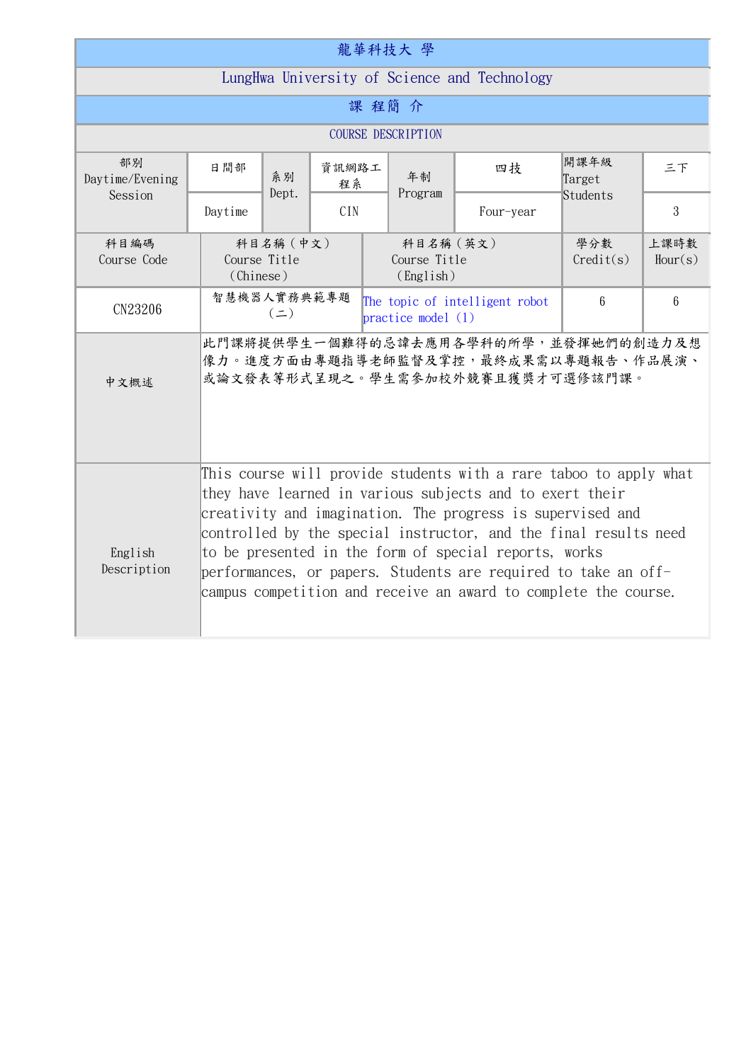| 龍華科技大 學 | | | | | | | |
|---|---|---|---|---|---|---|---|
| LungHwa University of Science and Technology | | | | | | | |
| 課 程簡 介 | | | | | | | |
| COURSE DESCRIPTION | | | | | | | |
| 部別 Daytime/Evening Session | 日間部 | 系別 Dept. | 資訊網路工程系 | 年制 Program | 四技 | 開課年級 Target Students | 三下 |
| | Daytime | | CIN | | Four-year | | 3 |

| 科目編碼 Course Code | 科目名稱（中文） Course Title （Chinese） | 科目名稱（英文） Course Title （English） | 學分數 Credit(s) | 上課時數 Hour(s) |
|---|---|---|---|---|
| CN23206 | 智慧機器人實務典範專題（二） | The topic of intelligent robot practice model (1) | 6 | 6 |

| | |
|---|---|
| 中文概述 | 此門課將提供學生一個難得的忌諱去應用各學科的所學，並發揮她們的創造力及想像力。進度方面由專題指導老師監督及掌控，最終成果需以專題報告、作品展演、或論文發表等形式呈現之。學生需參加校外競賽且獲獎才可選修該門課。 |
| English Description | This course will provide students with a rare taboo to apply what they have learned in various subjects and to exert their creativity and imagination. The progress is supervised and controlled by the special instructor, and the final results need to be presented in the form of special reports, works performances, or papers. Students are required to take an off-campus competition and receive an award to complete the course. |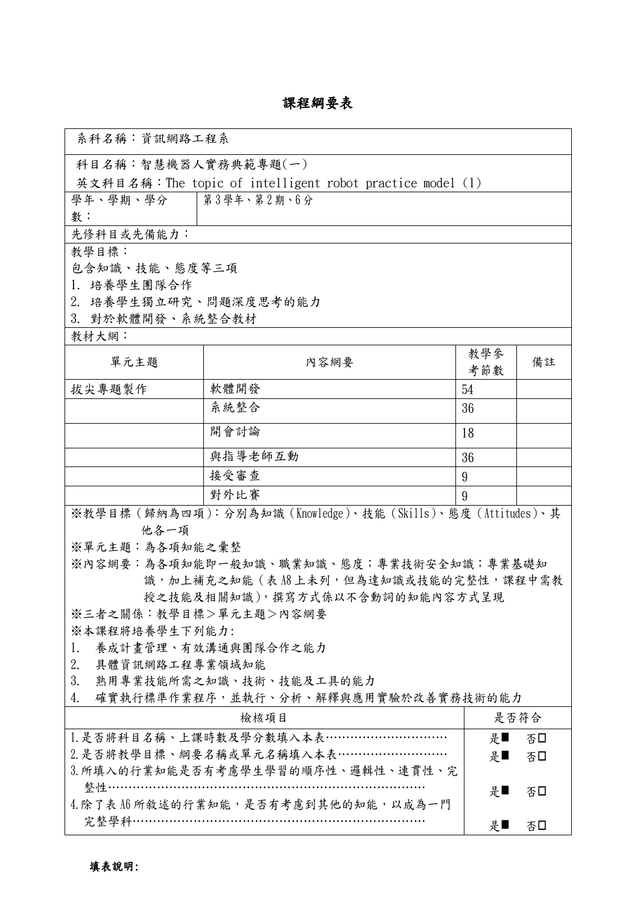# 課程綱要表

系科名稱：資訊網路工程系

科目名稱：智慧機器人實務典範專題(一)

英文科目名稱：The topic of intelligent robot practice model (1)

| 學年、學期、學分數： | 第3學年、第2期、6分 |
|---|---|

先修科目或先備能力：

教學目標：

包含知識、技能、態度等三項

1. 培養學生團隊合作
2. 培養學生獨立研究、問題深度思考的能力
3. 對於軟體開發、系統整合教材

教材大綱：

| 單元主題 | 內容網要 | 教學參考節數 | 備註 |
|---|---|---|---|
| 拔尖專題製作 | 軟體開發 | 54 | |
| | 系統整合 | 36 | |
| | 開會討論 | 18 | |
| | 與指導老師互動 | 36 | |
| | 接受審查 | 9 | |
| | 對外比賽 | 9 | |

※教學目標（歸納為四項）：分別為知識（Knowledge)、技能（Skills)、態度（Attitudes)、其他各一項

※單元主題：為各項知能之彙整

※內容網要：為各項知能即一般知識、職業知識、態度；專業技術安全知識；專業基礎知識，加上補充之知能（表A8上未列，但為達知識或技能的完整性，課程中需教授之技能及相關知識)，撰寫方式係以不含動詞的知能內容方式呈現

※三者之關係：教學目標＞單元主題＞內容網要

※本課程將培養學生下列能力:

1. 養成計畫管理、有效溝通與團隊合作之能力
2. 具體資訊網路工程專業領域知能
3. 熟用專業技能所需之知識、技術、技能及工具的能力
4. 確實執行標準作業程序，並執行、分析、解釋與應用實驗於改善實務技術的能力

| 檢核項目 | 是否符合 |
|---|---|
| 1.是否將科目名稱、上課時數及學分數填入本表………………………… | 是■ 否□ |
| 2.是否將教學目標、網要名稱或單元名稱填入本表……………………… | 是■ 否□ |
| 3.所填入的行業知能是否有考慮學生學習的順序性、邏輯性、連貫性、完整性………………………………………………………………… | 是■ 否□ |
| 4.除了表A6所敘述的行業知能，是否有考慮到其他的知能，以成為一門完整學科……………………………………………………………… | 是■ 否□ |

**填表說明:**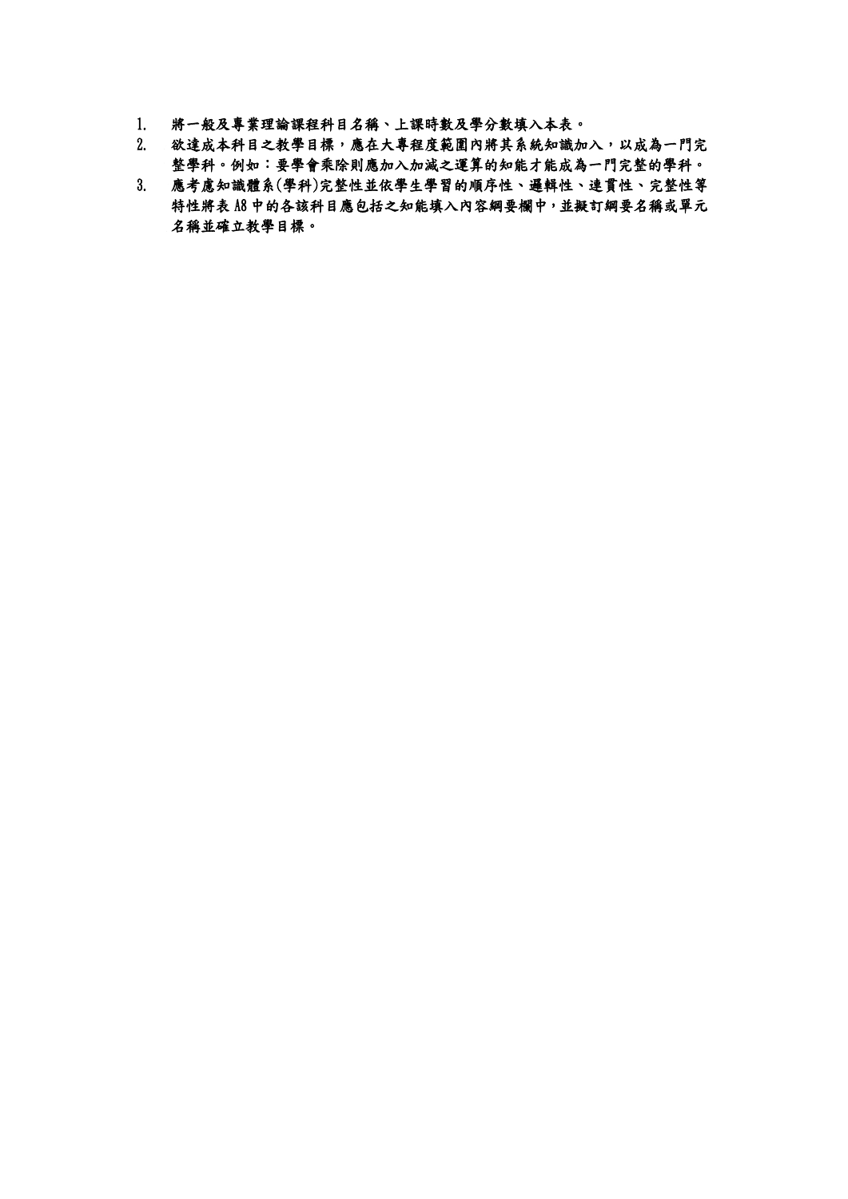1. 將一般及專業理論課程科目名稱、上課時數及學分數填入本表。
2. 欲達成本科目之教學目標，應在大專程度範圍內將其系統知識加入，以成為一門完整學科。例如：要學會乘除則應加入加減之運算的知能才能成為一門完整的學科。
3. 應考慮知識體系(學科)完整性並依學生學習的順序性、邏輯性、連貫性、完整性等特性將表 A8 中的各該科目應包括之知能填入內容綱要欄中，並擬訂綱要名稱或單元名稱並確立教學目標。